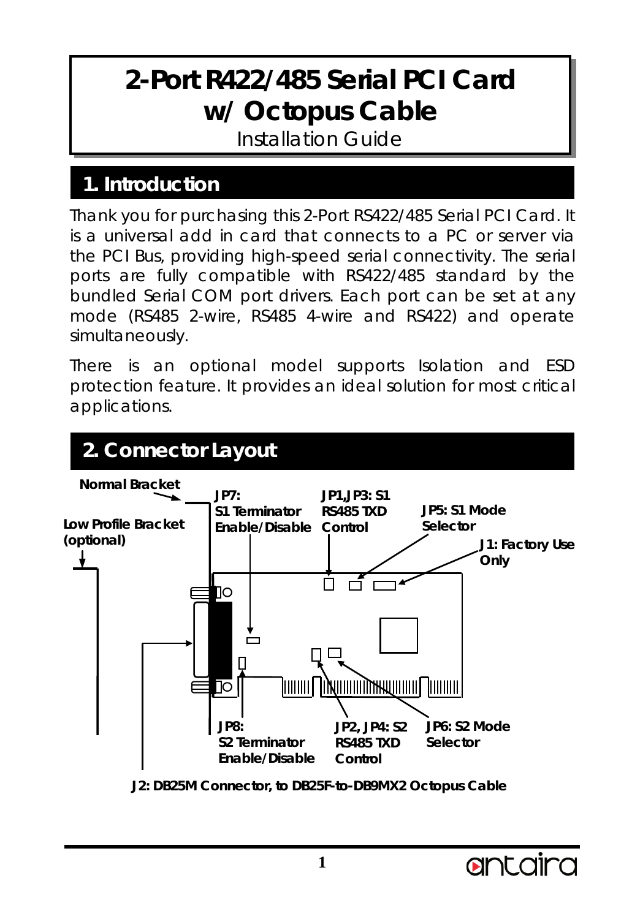# 2-Port R422/485 Serial PCI Card w/ Octopus Cable

Installation Guide

## 1. Introduction

Thank you for purchasing this 2-Port RS422/485 Serial PCI Card. It is a universal add in card that connects to a PC or server via the PCI Bus, providing high-speed serial connectivity. The serial ports are fully compatible with RS422/485 standard by the bundled Serial COM port drivers. Each port can be set at any mode (RS485 2-wire, RS485 4-wire and RS422) and operate simultaneously.

There is an optional model supports Isolation and ESD protection feature. It provides an ideal solution for most critical applications.

## 2. Connector Layout

**Normal Bracket**

**Low Profile Bracket (optional)**

**JP7: S1 Terminator Enable/Disable**

**JP1,JP3: S1 RS485 TXD Control**

**JP5: S1 Mode Selector**

**J1: Factory Use Only**

**JP8: S2 Terminator Enable/Disable**

**JP2, JP4: S2 RS485 TXD Control**

**JP6: S2 Mode Selector**

**J2: DB25M Connector, to DB25F-to-DB9MX2 Octopus Cable**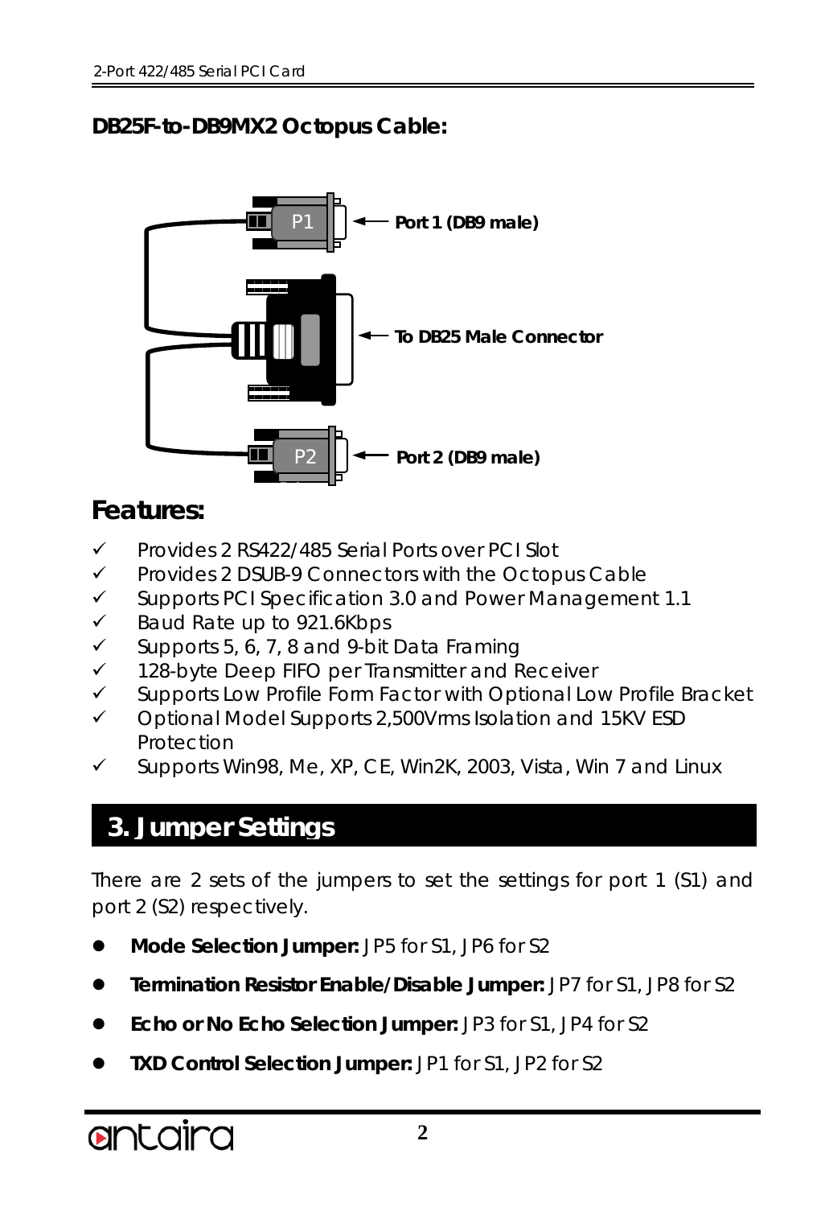**DB25F-to-DB9MX2 Octopus Cable:**

P1 — Port 1 (DB9 male)

To DB25 Male Connector

P2 — Port 2 (DB9 male)

## Features:

- ✓ Provides 2 RS422/485 Serial Ports over PCI Slot
- ✓ Provides 2 DSUB-9 Connectors with the Octopus Cable
- ✓ Supports PCI Specification 3.0 and Power Management 1.1
- ✓ Baud Rate up to 921.6Kbps
- ✓ Supports 5, 6, 7, 8 and 9-bit Data Framing
- ✓ 128-byte Deep FIFO per Transmitter and Receiver
- ✓ Supports Low Profile Form Factor with Optional Low Profile Bracket
- ✓ Optional Model Supports 2,500Vrms Isolation and 15KV ESD Protection
- ✓ Supports Win98, Me, XP, CE, Win2K, 2003, Vista, Win 7 and Linux

# 3. Jumper Settings

There are 2 sets of the jumpers to set the settings for port 1 (S1) and port 2 (S2) respectively.

- **Mode Selection Jumper:** JP5 for S1, JP6 for S2
- **Termination Resistor Enable/Disable Jumper:** JP7 for S1, JP8 for S2
- **Echo or No Echo Selection Jumper:** JP3 for S1, JP4 for S2
- **TXD Control Selection Jumper:** JP1 for S1, JP2 for S2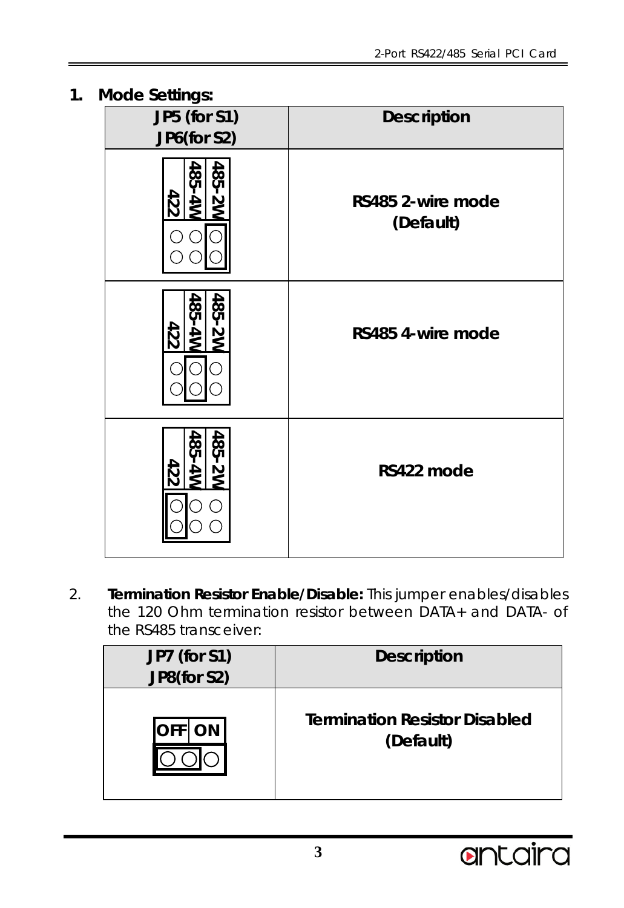1. **Mode Settings:**

| JP5 (for S1) JP6(for S2) | Description |
|---|---|
| 422 / 485-4W / 485-2W (jumper on 485-2W) | **RS485 2-wire mode (Default)** |
| 422 / 485-4W / 485-2W (jumper on 485-4W) | **RS485 4-wire mode** |
| 422 / 485-4W / 485-2W (jumper on 422) | **RS422 mode** |

2. **Termination Resistor Enable/Disable:** This jumper enables/disables the 120 Ohm termination resistor between DATA+ and DATA- of the RS485 transceiver:

| JP7 (for S1) JP8(for S2) | Description |
|---|---|
| OFF ON (jumper on OFF) | **Termination Resistor Disabled (Default)** |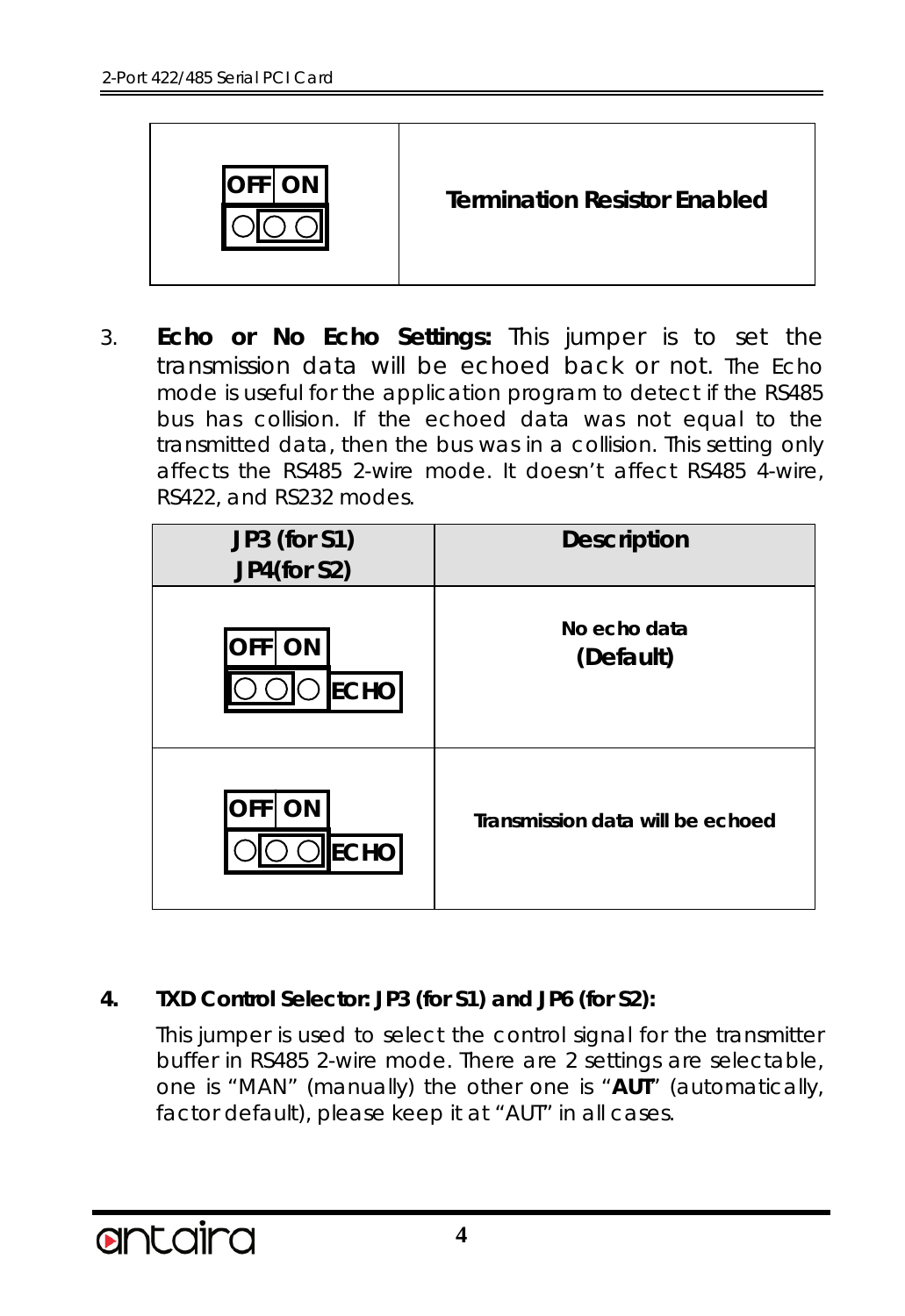| OFF ON (jumper on pins 2-3) | Termination Resistor Enabled |
|---|---|

3. **Echo or No Echo Settings:** This jumper is to set the transmission data will be echoed back or not. The Echo mode is useful for the application program to detect if the RS485 bus has collision. If the echoed data was not equal to the transmitted data, then the bus was in a collision. This setting only affects the RS485 2-wire mode. It doesn't affect RS485 4-wire, RS422, and RS232 modes.

| JP3 (for S1) JP4(for S2) | Description |
|---|---|
| OFF ON ECHO (jumper on pins 1-2) | No echo data (Default) |
| OFF ON ECHO (jumper on pins 2-3) | Transmission data will be echoed |

**4. TXD Control Selector: JP3 (for S1) and JP6 (for S2):**

This jumper is used to select the control signal for the transmitter buffer in RS485 2-wire mode. There are 2 settings are selectable, one is "MAN" (manually) the other one is "**AUT**" (automatically, factor default), please keep it at "AUT" in all cases.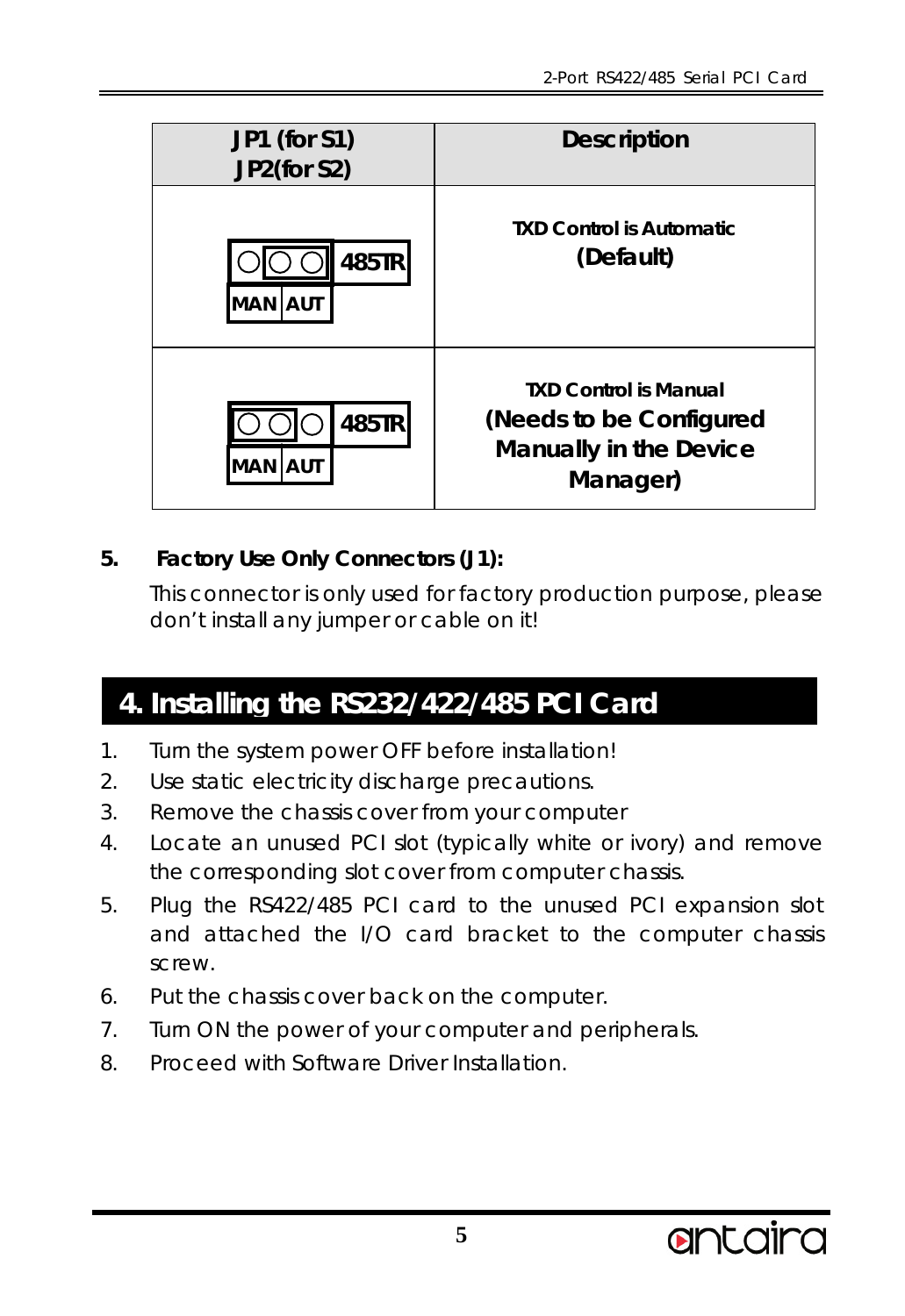| JP1 (for S1)<br>JP2(for S2) | Description |
|---|---|
| ○ [○ ○] 485TR<br>MAN AUT | **TXD Control is Automatic**<br>**(Default)** |
| [○ ○] ○ 485TR<br>MAN AUT | **TXD Control is Manual**<br>**(Needs to be Configured Manually in the Device Manager)** |

**5. Factory Use Only Connectors (J1):**

This connector is only used for factory production purpose, please don't install any jumper or cable on it!

# 4. Installing the RS232/422/485 PCI Card

1. Turn the system power OFF before installation!
2. Use static electricity discharge precautions.
3. Remove the chassis cover from your computer
4. Locate an unused PCI slot (typically white or ivory) and remove the corresponding slot cover from computer chassis.
5. Plug the RS422/485 PCI card to the unused PCI expansion slot and attached the I/O card bracket to the computer chassis screw.
6. Put the chassis cover back on the computer.
7. Turn ON the power of your computer and peripherals.
8. Proceed with Software Driver Installation.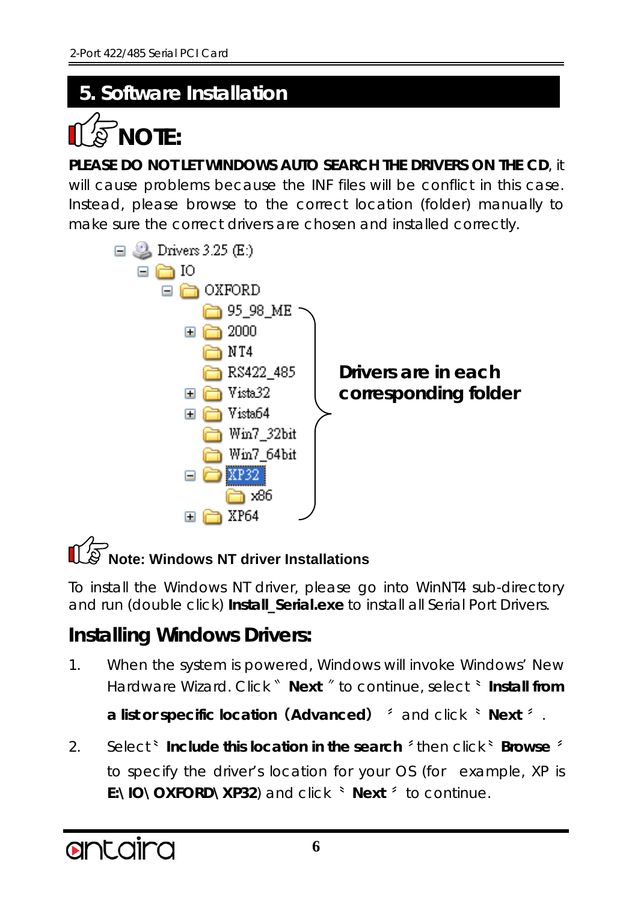## 5. Software Installation

### NOTE:

**PLEASE DO NOT LET WINDOWS AUTO SEARCH THE DRIVERS ON THE CD**, it will cause problems because the INF files will be conflict in this case. Instead, please browse to the correct location (folder) manually to make sure the correct drivers are chosen and installed correctly.

```
Drivers 3.25 (E:)
  IO
    OXFORD
      95_98_ME
      2000
      NT4
      RS422_485
      Vista32
      Vista64
      Win7_32bit
      Win7_64bit
      XP32
        x86
      XP64
```

**Drivers are in each corresponding folder**

**Note: Windows NT driver Installations**

To install the Windows NT driver, please go into WinNT4 sub-directory and run (double click) **Install_Serial.exe** to install all Serial Port Drivers.

### Installing Windows Drivers:

1. When the system is powered, Windows will invoke Windows' New Hardware Wizard. Click " **Next** " to continue, select " **Install from a list or specific location (Advanced)** " and click " **Next** ".
2. Select " **Include this location in the search** " then click " **Browse** " to specify the driver's location for your OS (for example, XP is **E:\IO\OXFORD\XP32**) and click " **Next** " to continue.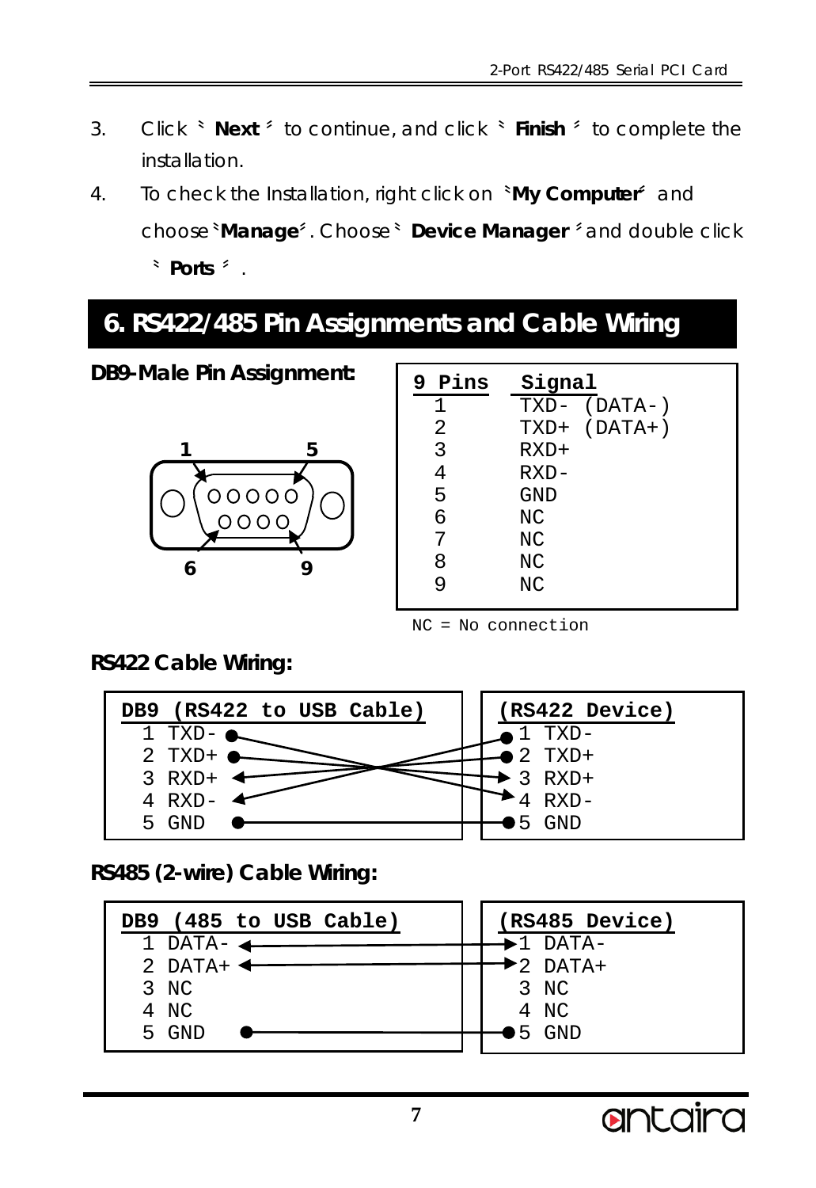3. Click 「**Next**」 to continue, and click 「**Finish**」 to complete the installation.
4. To check the Installation, right click on 「**My Computer**」 and choose 「**Manage**」. Choose 「**Device Manager**」 and double click 「**Ports**」.

## 6. RS422/485 Pin Assignments and Cable Wiring

**DB9-Male Pin Assignment:**

| 9 Pins | Signal |
|---|---|
| 1 | TXD- (DATA-) |
| 2 | TXD+ (DATA+) |
| 3 | RXD+ |
| 4 | RXD- |
| 5 | GND |
| 6 | NC |
| 7 | NC |
| 8 | NC |
| 9 | NC |

NC = No connection

**RS422 Cable Wiring:**

| DB9 (RS422 to USB Cable) | (RS422 Device) |
|---|---|
| 1 TXD- | 3 RXD+ |
| 2 TXD+ | 4 RXD- |
| 3 RXD+ | 1 TXD- |
| 4 RXD- | 2 TXD+ |
| 5 GND | 5 GND |

**RS485 (2-wire) Cable Wiring:**

| DB9 (485 to USB Cable) | (RS485 Device) |
|---|---|
| 1 DATA- | 1 DATA- |
| 2 DATA+ | 2 DATA+ |
| 3 NC | 3 NC |
| 4 NC | 4 NC |
| 5 GND | 5 GND |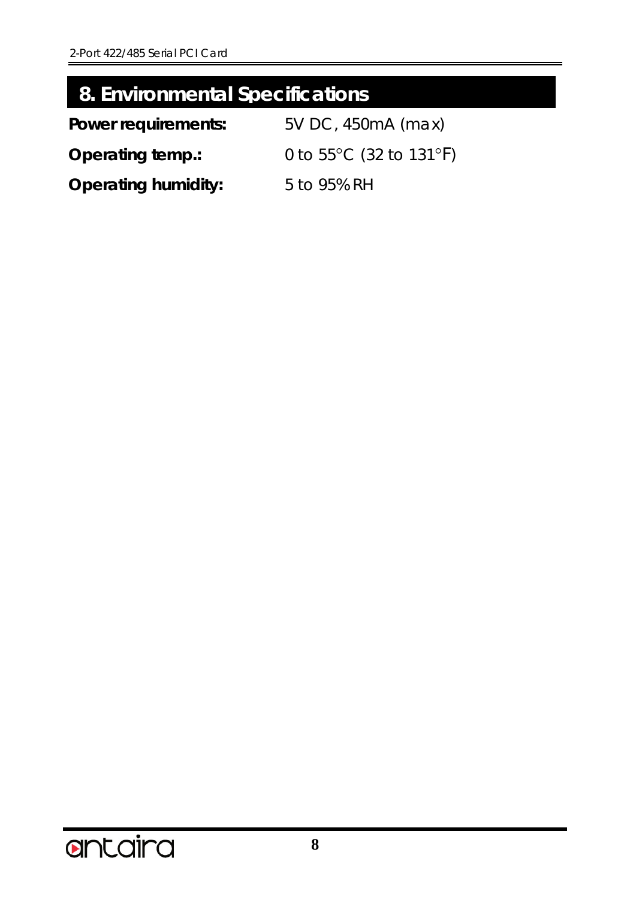## 8. Environmental Specifications

**Power requirements:** 5V DC, 450mA (max)

**Operating temp.:** 0 to 55°C (32 to 131°F)

**Operating humidity:** 5 to 95% RH